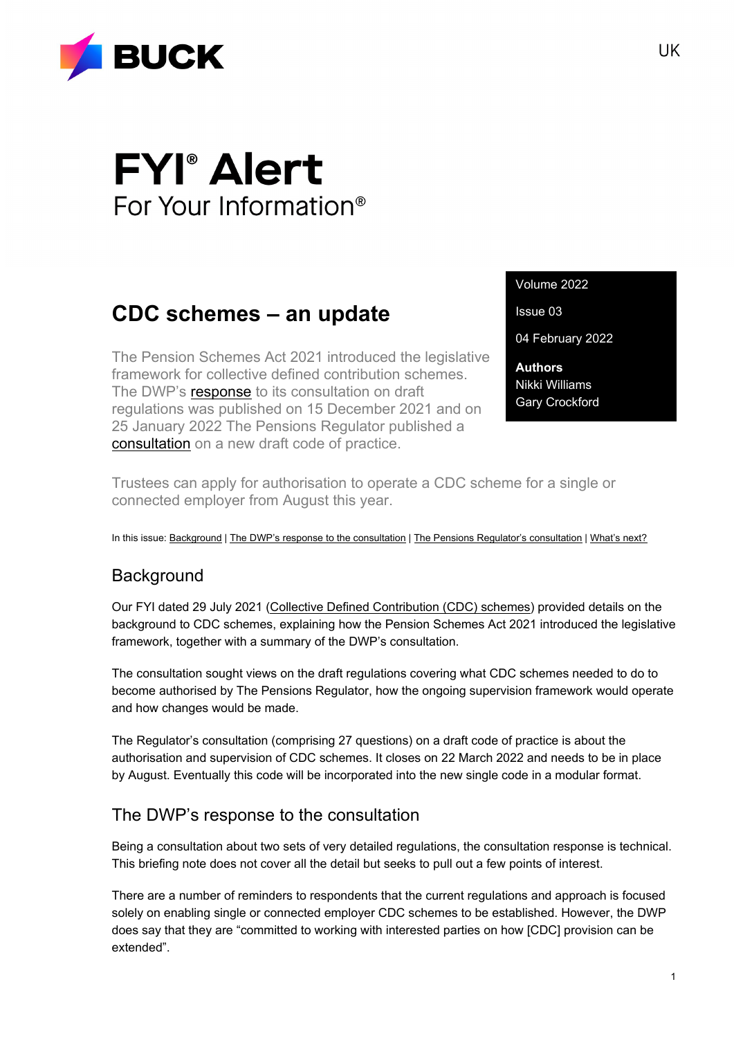BUCK

UK

# FYI® Alert

For Your Information®

Volume 2022

Issue 03

04 February 2022

**Authors**
Nikki Williams
Gary Crockford

## CDC schemes – an update

The Pension Schemes Act 2021 introduced the legislative framework for collective defined contribution schemes. The DWP's response to its consultation on draft regulations was published on 15 December 2021 and on 25 January 2022 The Pensions Regulator published a consultation on a new draft code of practice.

Trustees can apply for authorisation to operate a CDC scheme for a single or connected employer from August this year.

In this issue: Background | The DWP's response to the consultation | The Pensions Regulator's consultation | What's next?

### Background

Our FYI dated 29 July 2021 (Collective Defined Contribution (CDC) schemes) provided details on the background to CDC schemes, explaining how the Pension Schemes Act 2021 introduced the legislative framework, together with a summary of the DWP's consultation.

The consultation sought views on the draft regulations covering what CDC schemes needed to do to become authorised by The Pensions Regulator, how the ongoing supervision framework would operate and how changes would be made.

The Regulator's consultation (comprising 27 questions) on a draft code of practice is about the authorisation and supervision of CDC schemes. It closes on 22 March 2022 and needs to be in place by August. Eventually this code will be incorporated into the new single code in a modular format.

### The DWP's response to the consultation

Being a consultation about two sets of very detailed regulations, the consultation response is technical. This briefing note does not cover all the detail but seeks to pull out a few points of interest.

There are a number of reminders to respondents that the current regulations and approach is focused solely on enabling single or connected employer CDC schemes to be established. However, the DWP does say that they are "committed to working with interested parties on how [CDC] provision can be extended".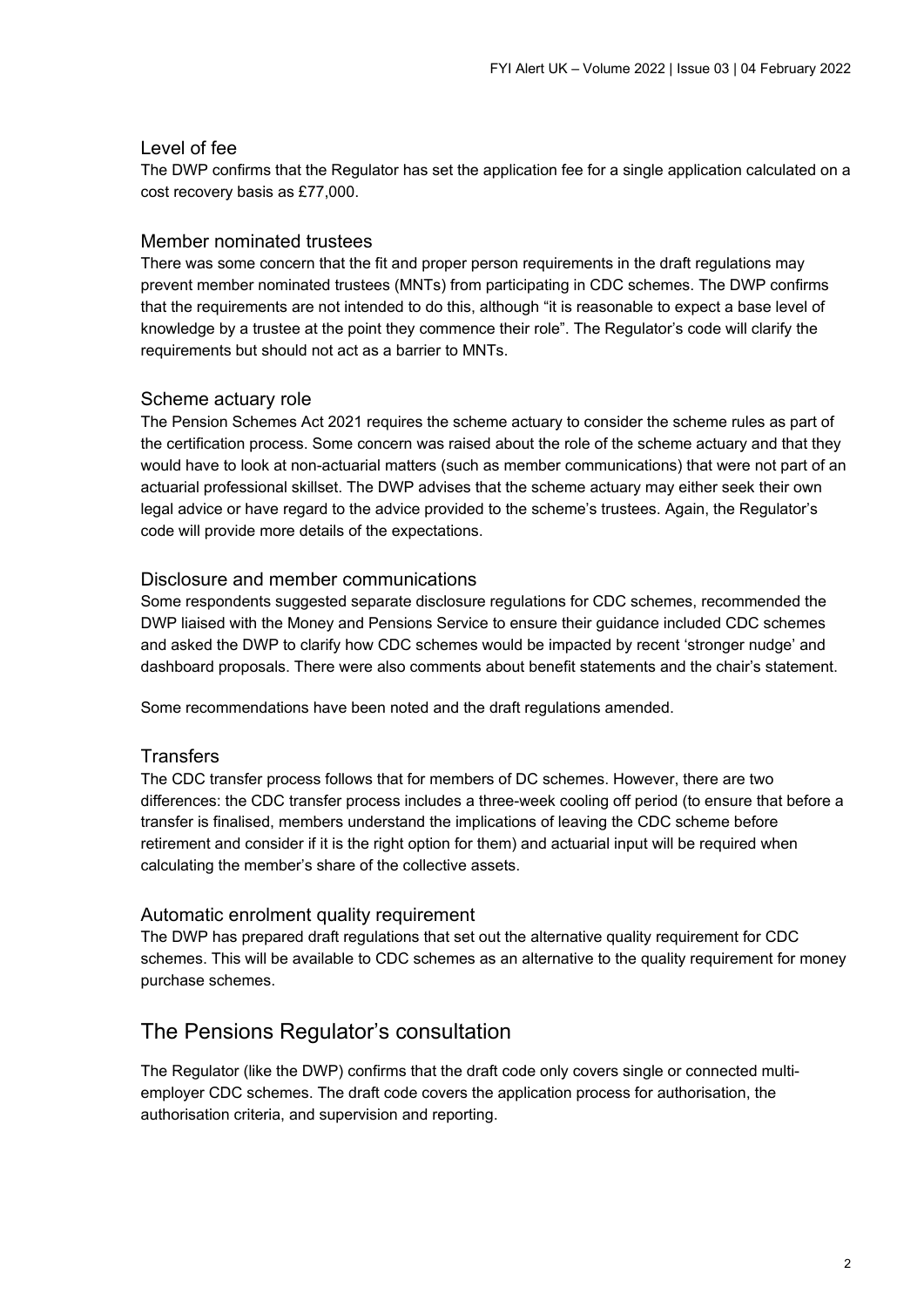### Level of fee

The DWP confirms that the Regulator has set the application fee for a single application calculated on a cost recovery basis as £77,000.

### Member nominated trustees

There was some concern that the fit and proper person requirements in the draft regulations may prevent member nominated trustees (MNTs) from participating in CDC schemes. The DWP confirms that the requirements are not intended to do this, although "it is reasonable to expect a base level of knowledge by a trustee at the point they commence their role". The Regulator's code will clarify the requirements but should not act as a barrier to MNTs.

### Scheme actuary role

The Pension Schemes Act 2021 requires the scheme actuary to consider the scheme rules as part of the certification process. Some concern was raised about the role of the scheme actuary and that they would have to look at non-actuarial matters (such as member communications) that were not part of an actuarial professional skillset. The DWP advises that the scheme actuary may either seek their own legal advice or have regard to the advice provided to the scheme's trustees. Again, the Regulator's code will provide more details of the expectations.

### Disclosure and member communications

Some respondents suggested separate disclosure regulations for CDC schemes, recommended the DWP liaised with the Money and Pensions Service to ensure their guidance included CDC schemes and asked the DWP to clarify how CDC schemes would be impacted by recent 'stronger nudge' and dashboard proposals. There were also comments about benefit statements and the chair's statement.

Some recommendations have been noted and the draft regulations amended.

### Transfers

The CDC transfer process follows that for members of DC schemes. However, there are two differences: the CDC transfer process includes a three-week cooling off period (to ensure that before a transfer is finalised, members understand the implications of leaving the CDC scheme before retirement and consider if it is the right option for them) and actuarial input will be required when calculating the member's share of the collective assets.

### Automatic enrolment quality requirement

The DWP has prepared draft regulations that set out the alternative quality requirement for CDC schemes. This will be available to CDC schemes as an alternative to the quality requirement for money purchase schemes.

## The Pensions Regulator's consultation

The Regulator (like the DWP) confirms that the draft code only covers single or connected multi-employer CDC schemes. The draft code covers the application process for authorisation, the authorisation criteria, and supervision and reporting.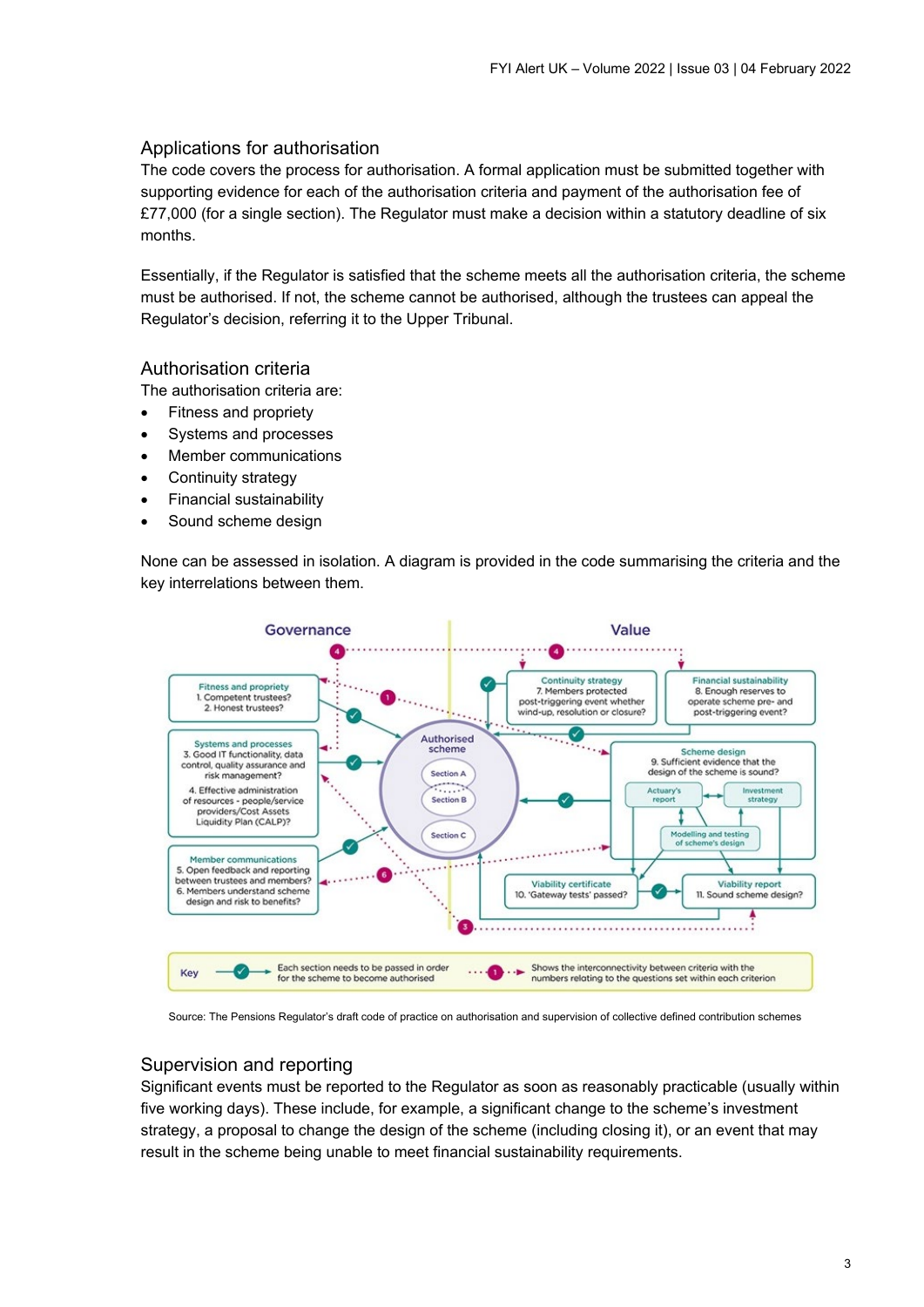## Applications for authorisation

The code covers the process for authorisation. A formal application must be submitted together with supporting evidence for each of the authorisation criteria and payment of the authorisation fee of £77,000 (for a single section). The Regulator must make a decision within a statutory deadline of six months.

Essentially, if the Regulator is satisfied that the scheme meets all the authorisation criteria, the scheme must be authorised. If not, the scheme cannot be authorised, although the trustees can appeal the Regulator's decision, referring it to the Upper Tribunal.

## Authorisation criteria

The authorisation criteria are:

- Fitness and propriety
- Systems and processes
- Member communications
- Continuity strategy
- Financial sustainability
- Sound scheme design

None can be assessed in isolation. A diagram is provided in the code summarising the criteria and the key interrelations between them.

Source: The Pensions Regulator's draft code of practice on authorisation and supervision of collective defined contribution schemes

## Supervision and reporting

Significant events must be reported to the Regulator as soon as reasonably practicable (usually within five working days). These include, for example, a significant change to the scheme's investment strategy, a proposal to change the design of the scheme (including closing it), or an event that may result in the scheme being unable to meet financial sustainability requirements.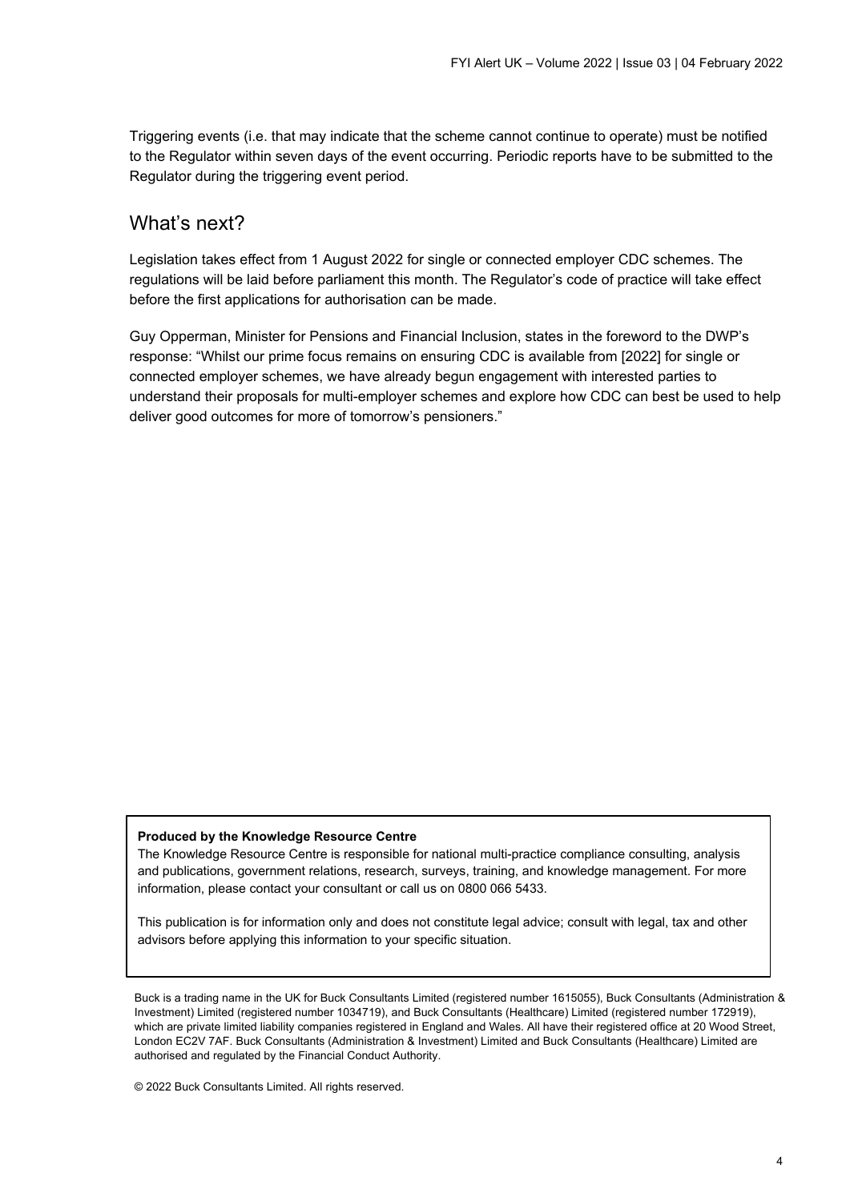Triggering events (i.e. that may indicate that the scheme cannot continue to operate) must be notified to the Regulator within seven days of the event occurring. Periodic reports have to be submitted to the Regulator during the triggering event period.

## What's next?

Legislation takes effect from 1 August 2022 for single or connected employer CDC schemes. The regulations will be laid before parliament this month. The Regulator's code of practice will take effect before the first applications for authorisation can be made.

Guy Opperman, Minister for Pensions and Financial Inclusion, states in the foreword to the DWP's response: "Whilst our prime focus remains on ensuring CDC is available from [2022] for single or connected employer schemes, we have already begun engagement with interested parties to understand their proposals for multi-employer schemes and explore how CDC can best be used to help deliver good outcomes for more of tomorrow's pensioners."

**Produced by the Knowledge Resource Centre**

The Knowledge Resource Centre is responsible for national multi-practice compliance consulting, analysis and publications, government relations, research, surveys, training, and knowledge management. For more information, please contact your consultant or call us on 0800 066 5433.

This publication is for information only and does not constitute legal advice; consult with legal, tax and other advisors before applying this information to your specific situation.

Buck is a trading name in the UK for Buck Consultants Limited (registered number 1615055), Buck Consultants (Administration & Investment) Limited (registered number 1034719), and Buck Consultants (Healthcare) Limited (registered number 172919), which are private limited liability companies registered in England and Wales. All have their registered office at 20 Wood Street, London EC2V 7AF. Buck Consultants (Administration & Investment) Limited and Buck Consultants (Healthcare) Limited are authorised and regulated by the Financial Conduct Authority.

© 2022 Buck Consultants Limited. All rights reserved.